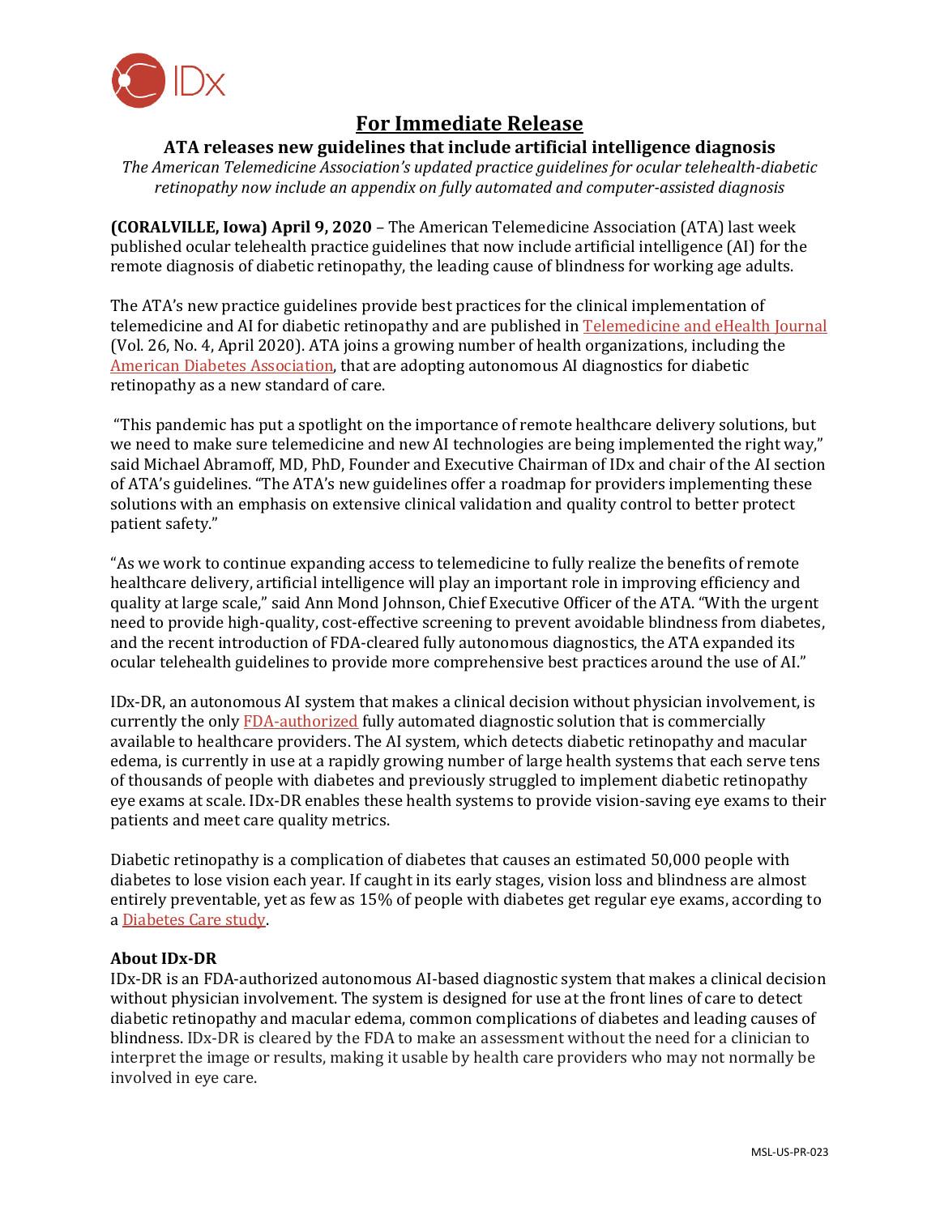IDx

# For Immediate Release

## ATA releases new guidelines that include artificial intelligence diagnosis

*The American Telemedicine Association's updated practice guidelines for ocular telehealth-diabetic retinopathy now include an appendix on fully automated and computer-assisted diagnosis*

**(CORALVILLE, Iowa) April 9, 2020** – The American Telemedicine Association (ATA) last week published ocular telehealth practice guidelines that now include artificial intelligence (AI) for the remote diagnosis of diabetic retinopathy, the leading cause of blindness for working age adults.

The ATA's new practice guidelines provide best practices for the clinical implementation of telemedicine and AI for diabetic retinopathy and are published in Telemedicine and eHealth Journal (Vol. 26, No. 4, April 2020). ATA joins a growing number of health organizations, including the American Diabetes Association, that are adopting autonomous AI diagnostics for diabetic retinopathy as a new standard of care.

"This pandemic has put a spotlight on the importance of remote healthcare delivery solutions, but we need to make sure telemedicine and new AI technologies are being implemented the right way," said Michael Abramoff, MD, PhD, Founder and Executive Chairman of IDx and chair of the AI section of ATA's guidelines. "The ATA's new guidelines offer a roadmap for providers implementing these solutions with an emphasis on extensive clinical validation and quality control to better protect patient safety."

"As we work to continue expanding access to telemedicine to fully realize the benefits of remote healthcare delivery, artificial intelligence will play an important role in improving efficiency and quality at large scale," said Ann Mond Johnson, Chief Executive Officer of the ATA. "With the urgent need to provide high-quality, cost-effective screening to prevent avoidable blindness from diabetes, and the recent introduction of FDA-cleared fully autonomous diagnostics, the ATA expanded its ocular telehealth guidelines to provide more comprehensive best practices around the use of AI."

IDx-DR, an autonomous AI system that makes a clinical decision without physician involvement, is currently the only FDA-authorized fully automated diagnostic solution that is commercially available to healthcare providers. The AI system, which detects diabetic retinopathy and macular edema, is currently in use at a rapidly growing number of large health systems that each serve tens of thousands of people with diabetes and previously struggled to implement diabetic retinopathy eye exams at scale. IDx-DR enables these health systems to provide vision-saving eye exams to their patients and meet care quality metrics.

Diabetic retinopathy is a complication of diabetes that causes an estimated 50,000 people with diabetes to lose vision each year. If caught in its early stages, vision loss and blindness are almost entirely preventable, yet as few as 15% of people with diabetes get regular eye exams, according to a Diabetes Care study.

**About IDx-DR**

IDx-DR is an FDA-authorized autonomous AI-based diagnostic system that makes a clinical decision without physician involvement. The system is designed for use at the front lines of care to detect diabetic retinopathy and macular edema, common complications of diabetes and leading causes of blindness. IDx-DR is cleared by the FDA to make an assessment without the need for a clinician to interpret the image or results, making it usable by health care providers who may not normally be involved in eye care.

MSL-US-PR-023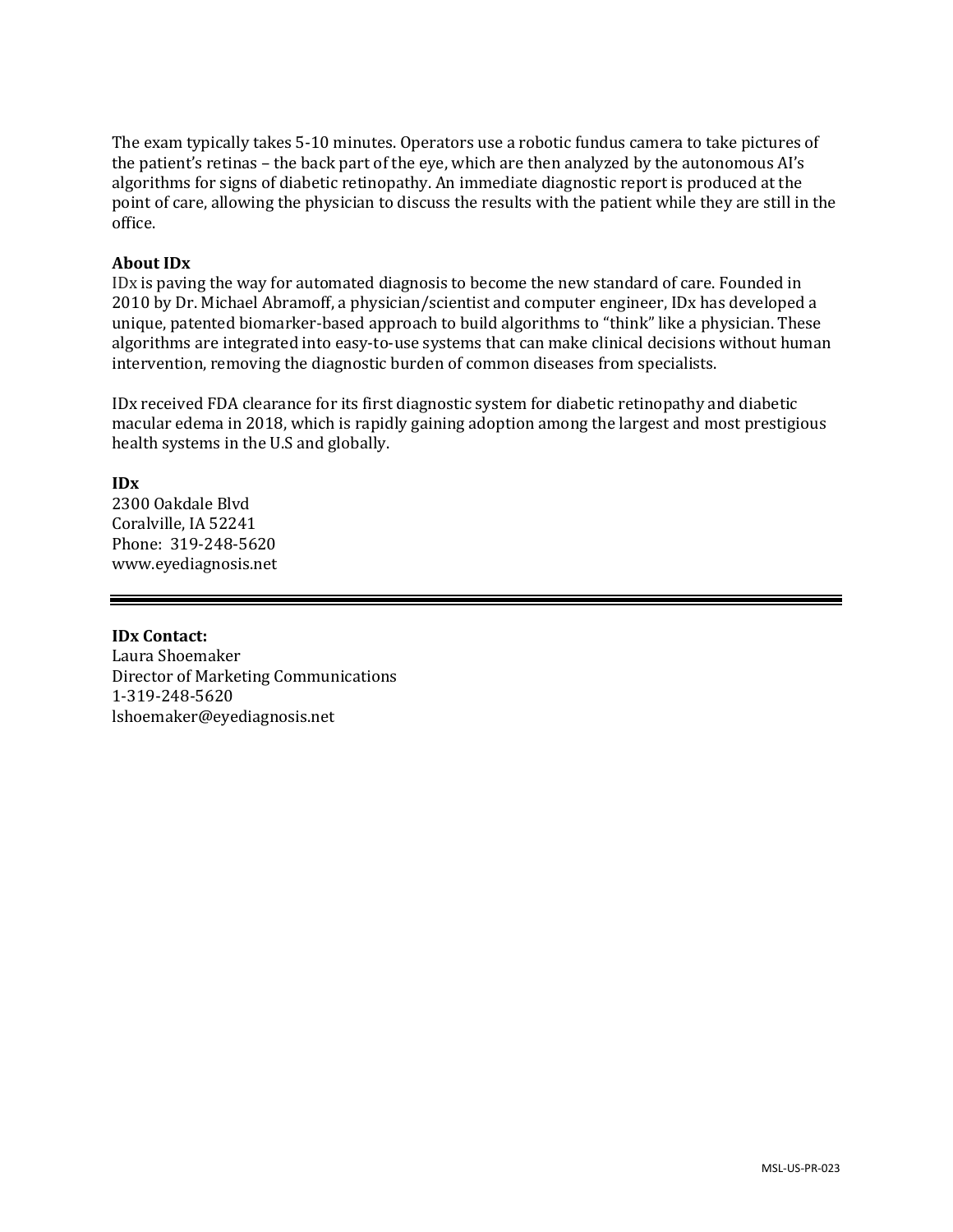The exam typically takes 5-10 minutes. Operators use a robotic fundus camera to take pictures of the patient's retinas – the back part of the eye, which are then analyzed by the autonomous AI's algorithms for signs of diabetic retinopathy. An immediate diagnostic report is produced at the point of care, allowing the physician to discuss the results with the patient while they are still in the office.

**About IDx**
IDx is paving the way for automated diagnosis to become the new standard of care. Founded in 2010 by Dr. Michael Abramoff, a physician/scientist and computer engineer, IDx has developed a unique, patented biomarker-based approach to build algorithms to "think" like a physician. These algorithms are integrated into easy-to-use systems that can make clinical decisions without human intervention, removing the diagnostic burden of common diseases from specialists.

IDx received FDA clearance for its first diagnostic system for diabetic retinopathy and diabetic macular edema in 2018, which is rapidly gaining adoption among the largest and most prestigious health systems in the U.S and globally.

**IDx**
2300 Oakdale Blvd
Coralville, IA 52241
Phone: 319-248-5620
www.eyediagnosis.net

---

**IDx Contact:**
Laura Shoemaker
Director of Marketing Communications
1-319-248-5620
lshoemaker@eyediagnosis.net

MSL-US-PR-023